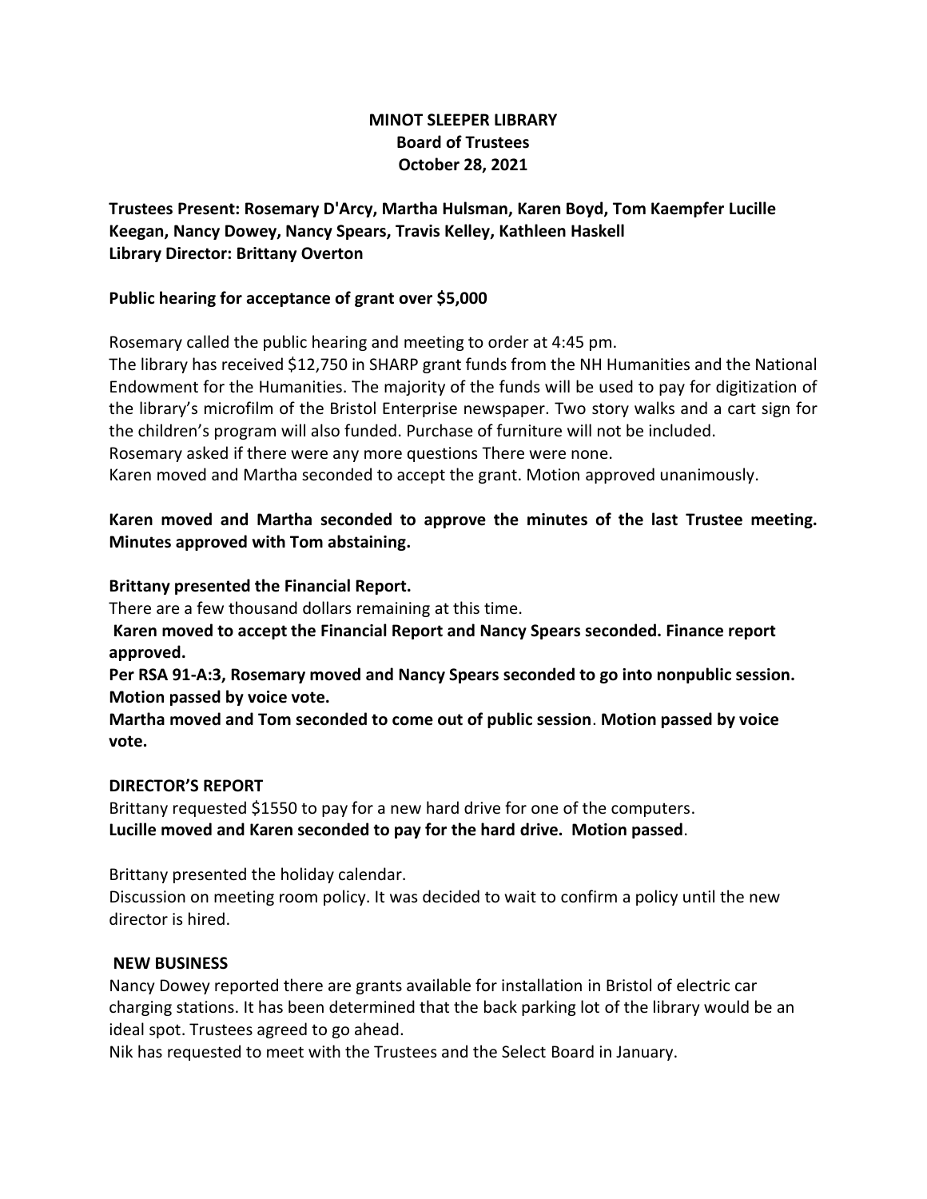**MINOT SLEEPER LIBRARY**
**Board of Trustees**
**October 28, 2021**

**Trustees Present: Rosemary D'Arcy, Martha Hulsman, Karen Boyd, Tom Kaempfer Lucille Keegan, Nancy Dowey, Nancy Spears, Travis Kelley, Kathleen Haskell**
**Library Director: Brittany Overton**

**Public hearing for acceptance of grant over $5,000**

Rosemary called the public hearing and meeting to order at 4:45 pm.
The library has received $12,750 in SHARP grant funds from the NH Humanities and the National Endowment for the Humanities. The majority of the funds will be used to pay for digitization of the library's microfilm of the Bristol Enterprise newspaper. Two story walks and a cart sign for the children's program will also funded. Purchase of furniture will not be included.
Rosemary asked if there were any more questions There were none.
Karen moved and Martha seconded to accept the grant. Motion approved unanimously.

**Karen moved and Martha seconded to approve the minutes of the last Trustee meeting. Minutes approved with Tom abstaining.**

**Brittany presented the Financial Report.**
There are a few thousand dollars remaining at this time.
**Karen moved to accept the Financial Report and Nancy Spears seconded. Finance report approved.**
**Per RSA 91-A:3, Rosemary moved and Nancy Spears seconded to go into nonpublic session. Motion passed by voice vote.**
**Martha moved and Tom seconded to come out of public session**. **Motion passed by voice vote.**

**DIRECTOR'S REPORT**
Brittany requested $1550 to pay for a new hard drive for one of the computers.
**Lucille moved and Karen seconded to pay for the hard drive. Motion passed**.

Brittany presented the holiday calendar.
Discussion on meeting room policy. It was decided to wait to confirm a policy until the new director is hired.

**NEW BUSINESS**
Nancy Dowey reported there are grants available for installation in Bristol of electric car charging stations. It has been determined that the back parking lot of the library would be an ideal spot. Trustees agreed to go ahead.
Nik has requested to meet with the Trustees and the Select Board in January.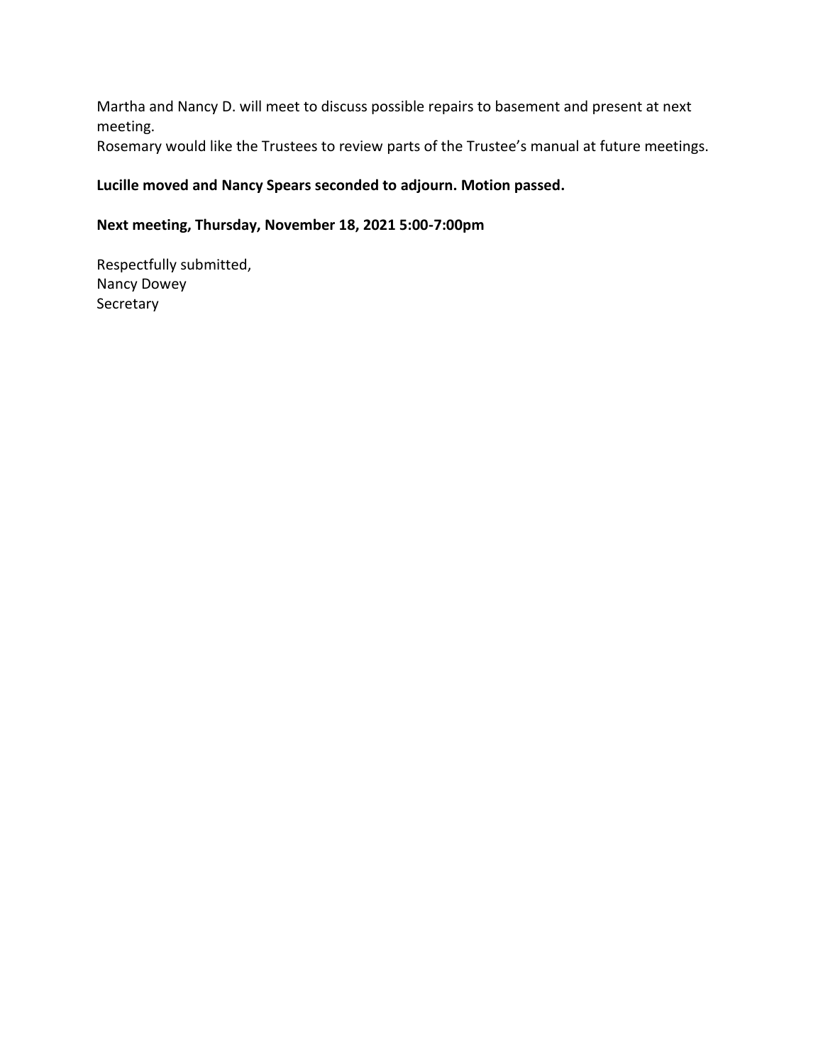Martha and Nancy D. will meet to discuss possible repairs to basement and present at next meeting.
Rosemary would like the Trustees to review parts of the Trustee's manual at future meetings.

**Lucille moved and Nancy Spears seconded to adjourn. Motion passed.**

**Next meeting, Thursday, November 18, 2021 5:00-7:00pm**

Respectfully submitted,
Nancy Dowey
Secretary